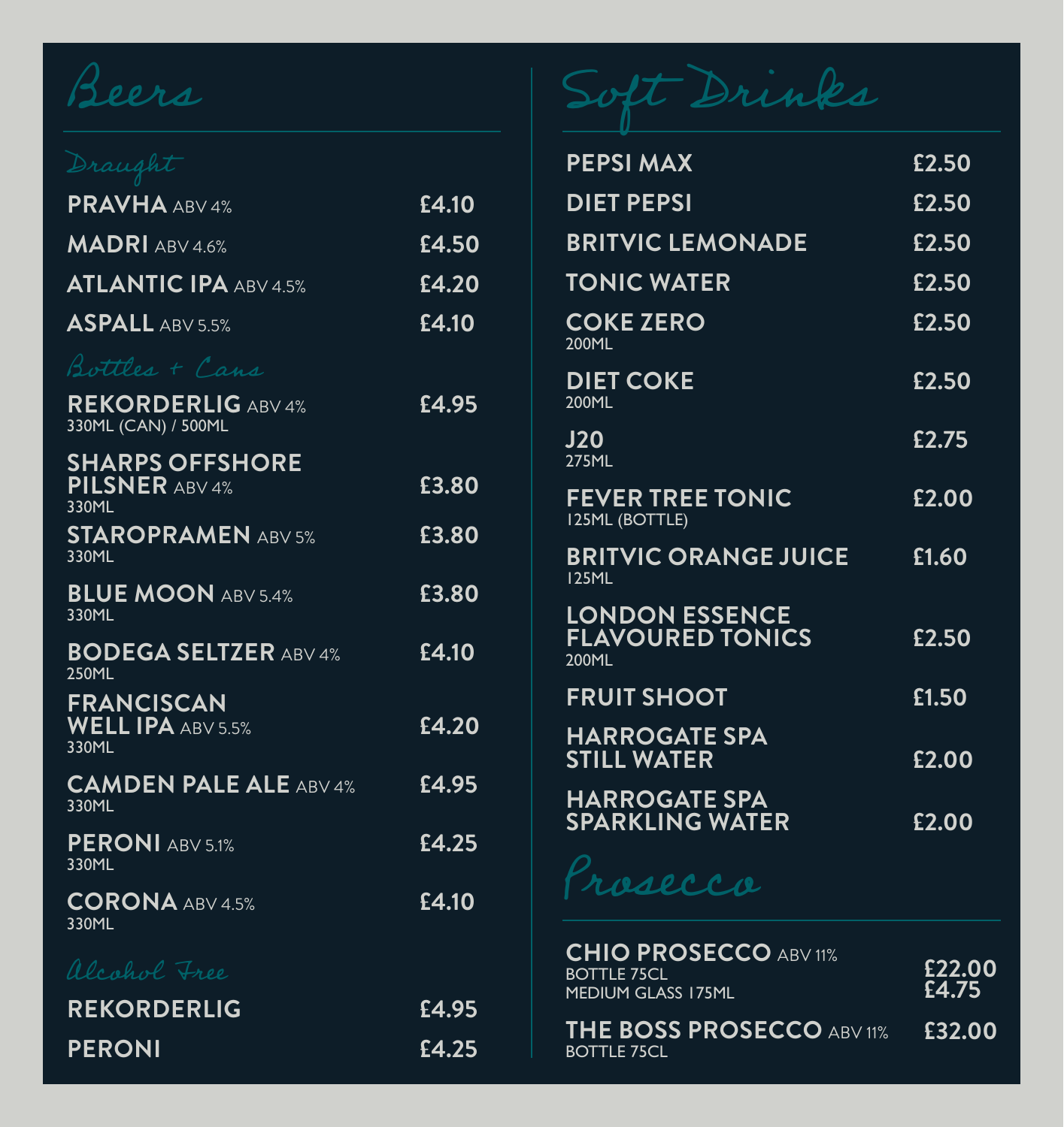# Beers

## Draught

| Item | Price |
|---|---|
| **PRAVHA** ABV 4% | £4.10 |
| **MADRI** ABV 4.6% | £4.50 |
| **ATLANTIC IPA** ABV 4.5% | £4.20 |
| **ASPALL** ABV 5.5% | £4.10 |

## Bottles + Cans

| Item | Price |
|---|---|
| **REKORDERLIG** ABV 4%<br>330ML (CAN) / 500ML | £4.95 |
| **SHARPS OFFSHORE PILSNER** ABV 4%<br>330ML | £3.80 |
| **STAROPRAMEN** ABV 5%<br>330ML | £3.80 |
| **BLUE MOON** ABV 5.4%<br>330ML | £3.80 |
| **BODEGA SELTZER** ABV 4%<br>250ML | £4.10 |
| **FRANCISCAN WELL IPA** ABV 5.5%<br>330ML | £4.20 |
| **CAMDEN PALE ALE** ABV 4%<br>330ML | £4.95 |
| **PERONI** ABV 5.1%<br>330ML | £4.25 |
| **CORONA** ABV 4.5%<br>330ML | £4.10 |

## Alcohol Free

| Item | Price |
|---|---|
| **REKORDERLIG** | £4.95 |
| **PERONI** | £4.25 |

# Soft Drinks

| Item | Price |
|---|---|
| **PEPSI MAX** | £2.50 |
| **DIET PEPSI** | £2.50 |
| **BRITVIC LEMONADE** | £2.50 |
| **TONIC WATER** | £2.50 |
| **COKE ZERO**<br>200ML | £2.50 |
| **DIET COKE**<br>200ML | £2.50 |
| **J20**<br>275ML | £2.75 |
| **FEVER TREE TONIC**<br>125ML (BOTTLE) | £2.00 |
| **BRITVIC ORANGE JUICE**<br>125ML | £1.60 |
| **LONDON ESSENCE FLAVOURED TONICS**<br>200ML | £2.50 |
| **FRUIT SHOOT** | £1.50 |
| **HARROGATE SPA STILL WATER** | £2.00 |
| **HARROGATE SPA SPARKLING WATER** | £2.00 |

# Prosecco

| Item | Price |
|---|---|
| **CHIO PROSECCO** ABV 11%<br>BOTTLE 75CL<br>MEDIUM GLASS 175ML | £22.00<br>£4.75 |
| **THE BOSS PROSECCO** ABV 11%<br>BOTTLE 75CL | £32.00 |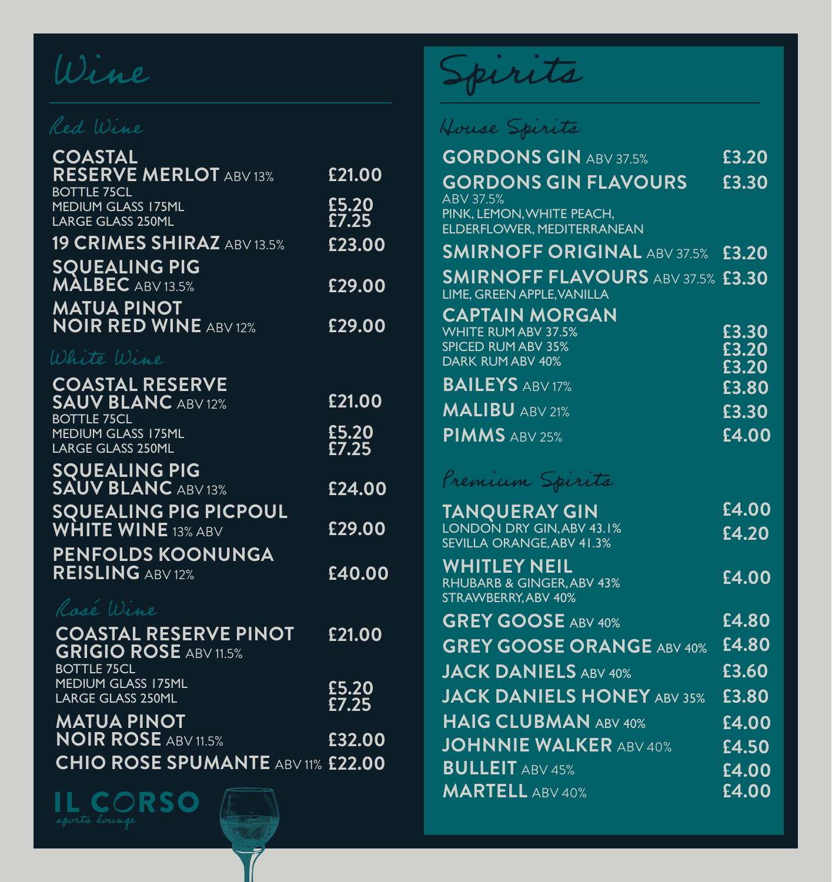# Wine

## Red Wine

**COASTAL RESERVE MERLOT** ABV 13% — **£21.00**
BOTTLE 75CL
MEDIUM GLASS 175ML — **£5.20**
LARGE GLASS 250ML — **£7.25**

**19 CRIMES SHIRAZ** ABV 13.5% — **£23.00**

**SQUEALING PIG MALBEC** ABV 13.5% — **£29.00**

**MATUA PINOT NOIR RED WINE** ABV 12% — **£29.00**

## White Wine

**COASTAL RESERVE SAUV BLANC** ABV 12% — **£21.00**
BOTTLE 75CL
MEDIUM GLASS 175ML — **£5.20**
LARGE GLASS 250ML — **£7.25**

**SQUEALING PIG SAUV BLANC** ABV 13% — **£24.00**

**SQUEALING PIG PICPOUL WHITE WINE** 13% ABV — **£29.00**

**PENFOLDS KOONUNGA REISLING** ABV 12% — **£40.00**

## Rosé Wine

**COASTAL RESERVE PINOT GRIGIO ROSE** ABV 11.5% — **£21.00**
BOTTLE 75CL
MEDIUM GLASS 175ML — **£5.20**
LARGE GLASS 250ML — **£7.25**

**MATUA PINOT NOIR ROSE** ABV 11.5% — **£32.00**

**CHIO ROSE SPUMANTE** ABV 11% — **£22.00**

IL CORSO
sports lounge

# Spirits

## House Spirits

**GORDONS GIN** ABV 37.5% — **£3.20**

**GORDONS GIN FLAVOURS** ABV 37.5% — **£3.30**
PINK, LEMON, WHITE PEACH, ELDERFLOWER, MEDITERRANEAN

**SMIRNOFF ORIGINAL** ABV 37.5% — **£3.20**

**SMIRNOFF FLAVOURS** ABV 37.5% — **£3.30**
LIME, GREEN APPLE, VANILLA

**CAPTAIN MORGAN**
WHITE RUM ABV 37.5% — **£3.30**
SPICED RUM ABV 35% — **£3.20**
DARK RUM ABV 40% — **£3.20**

**BAILEYS** ABV 17% — **£3.80**

**MALIBU** ABV 21% — **£3.30**

**PIMMS** ABV 25% — **£4.00**

## Premium Spirits

**TANQUERAY GIN**
LONDON DRY GIN, ABV 43.1% — **£4.00**
SEVILLA ORANGE, ABV 41.3% — **£4.20**

**WHITLEY NEIL** — **£4.00**
RHUBARB & GINGER, ABV 43%
STRAWBERRY, ABV 40%

**GREY GOOSE** ABV 40% — **£4.80**

**GREY GOOSE ORANGE** ABV 40% — **£4.80**

**JACK DANIELS** ABV 40% — **£3.60**

**JACK DANIELS HONEY** ABV 35% — **£3.80**

**HAIG CLUBMAN** ABV 40% — **£4.00**

**JOHNNIE WALKER** ABV 40% — **£4.50**

**BULLEIT** ABV 45% — **£4.00**

**MARTELL** ABV 40% — **£4.00**